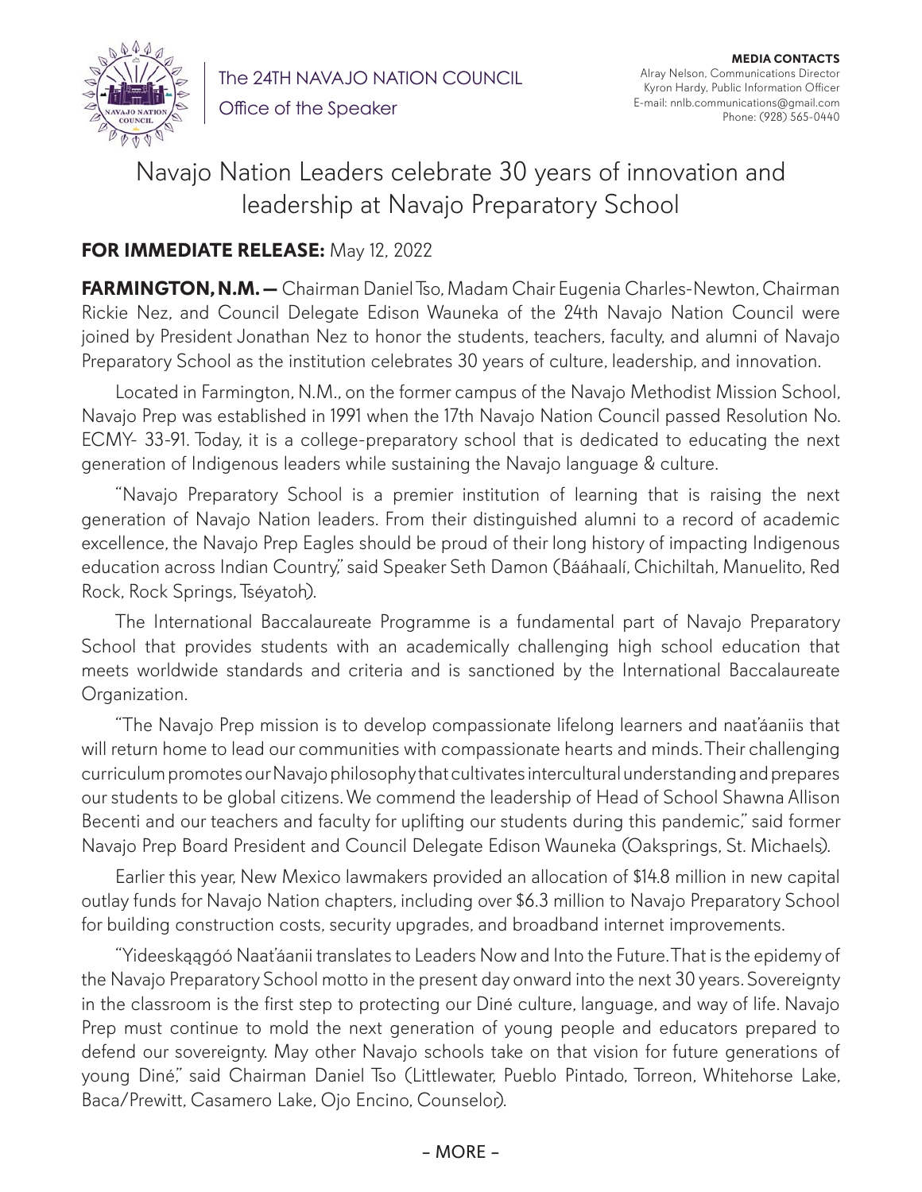The 24TH NAVAJO NATION COUNCIL

Office of the Speaker

**MEDIA CONTACTS**
Alray Nelson, Communications Director
Kyron Hardy, Public Information Officer
E-mail: nnlb.communications@gmail.com
Phone: (928) 565-0440

# Navajo Nation Leaders celebrate 30 years of innovation and leadership at Navajo Preparatory School

**FOR IMMEDIATE RELEASE:** May 12, 2022

**FARMINGTON, N.M. —** Chairman Daniel Tso, Madam Chair Eugenia Charles-Newton, Chairman Rickie Nez, and Council Delegate Edison Wauneka of the 24th Navajo Nation Council were joined by President Jonathan Nez to honor the students, teachers, faculty, and alumni of Navajo Preparatory School as the institution celebrates 30 years of culture, leadership, and innovation.

Located in Farmington, N.M., on the former campus of the Navajo Methodist Mission School, Navajo Prep was established in 1991 when the 17th Navajo Nation Council passed Resolution No. ECMY- 33-91. Today, it is a college-preparatory school that is dedicated to educating the next generation of Indigenous leaders while sustaining the Navajo language & culture.

"Navajo Preparatory School is a premier institution of learning that is raising the next generation of Navajo Nation leaders. From their distinguished alumni to a record of academic excellence, the Navajo Prep Eagles should be proud of their long history of impacting Indigenous education across Indian Country," said Speaker Seth Damon (Bááhaalí, Chichiltah, Manuelito, Red Rock, Rock Springs, Tséyatoh).

The International Baccalaureate Programme is a fundamental part of Navajo Preparatory School that provides students with an academically challenging high school education that meets worldwide standards and criteria and is sanctioned by the International Baccalaureate Organization.

"The Navajo Prep mission is to develop compassionate lifelong learners and naat'áaniis that will return home to lead our communities with compassionate hearts and minds. Their challenging curriculum promotes our Navajo philosophy that cultivates intercultural understanding and prepares our students to be global citizens. We commend the leadership of Head of School Shawna Allison Becenti and our teachers and faculty for uplifting our students during this pandemic," said former Navajo Prep Board President and Council Delegate Edison Wauneka (Oaksprings, St. Michaels).

Earlier this year, New Mexico lawmakers provided an allocation of $14.8 million in new capital outlay funds for Navajo Nation chapters, including over $6.3 million to Navajo Preparatory School for building construction costs, security upgrades, and broadband internet improvements.

"Yideeską́ągóó Naat'áanii translates to Leaders Now and Into the Future. That is the epidemy of the Navajo Preparatory School motto in the present day onward into the next 30 years. Sovereignty in the classroom is the first step to protecting our Diné culture, language, and way of life. Navajo Prep must continue to mold the next generation of young people and educators prepared to defend our sovereignty. May other Navajo schools take on that vision for future generations of young Diné," said Chairman Daniel Tso (Littlewater, Pueblo Pintado, Torreon, Whitehorse Lake, Baca/Prewitt, Casamero Lake, Ojo Encino, Counselor).

– MORE –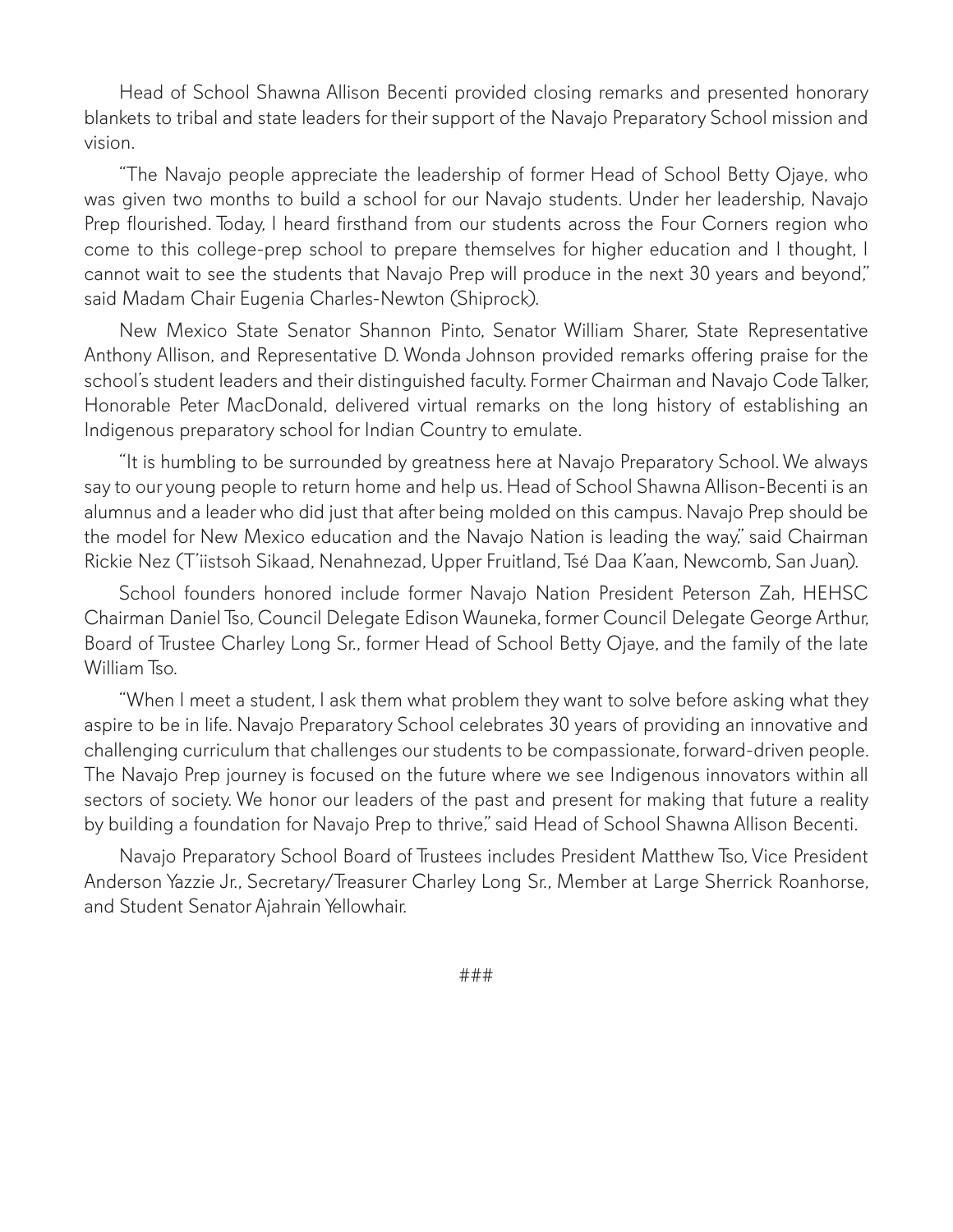Head of School Shawna Allison Becenti provided closing remarks and presented honorary blankets to tribal and state leaders for their support of the Navajo Preparatory School mission and vision.

"The Navajo people appreciate the leadership of former Head of School Betty Ojaye, who was given two months to build a school for our Navajo students. Under her leadership, Navajo Prep flourished. Today, I heard firsthand from our students across the Four Corners region who come to this college-prep school to prepare themselves for higher education and I thought, I cannot wait to see the students that Navajo Prep will produce in the next 30 years and beyond," said Madam Chair Eugenia Charles-Newton (Shiprock).

New Mexico State Senator Shannon Pinto, Senator William Sharer, State Representative Anthony Allison, and Representative D. Wonda Johnson provided remarks offering praise for the school's student leaders and their distinguished faculty. Former Chairman and Navajo Code Talker, Honorable Peter MacDonald, delivered virtual remarks on the long history of establishing an Indigenous preparatory school for Indian Country to emulate.

"It is humbling to be surrounded by greatness here at Navajo Preparatory School. We always say to our young people to return home and help us. Head of School Shawna Allison-Becenti is an alumnus and a leader who did just that after being molded on this campus. Navajo Prep should be the model for New Mexico education and the Navajo Nation is leading the way," said Chairman Rickie Nez (T'iistsoh Sikaad, Nenahnezad, Upper Fruitland, Tsé Daa K'aan, Newcomb, San Juan).

School founders honored include former Navajo Nation President Peterson Zah, HEHSC Chairman Daniel Tso, Council Delegate Edison Wauneka, former Council Delegate George Arthur, Board of Trustee Charley Long Sr., former Head of School Betty Ojaye, and the family of the late William Tso.

"When I meet a student, I ask them what problem they want to solve before asking what they aspire to be in life. Navajo Preparatory School celebrates 30 years of providing an innovative and challenging curriculum that challenges our students to be compassionate, forward-driven people. The Navajo Prep journey is focused on the future where we see Indigenous innovators within all sectors of society. We honor our leaders of the past and present for making that future a reality by building a foundation for Navajo Prep to thrive," said Head of School Shawna Allison Becenti.

Navajo Preparatory School Board of Trustees includes President Matthew Tso, Vice President Anderson Yazzie Jr., Secretary/Treasurer Charley Long Sr., Member at Large Sherrick Roanhorse, and Student Senator Ajahrain Yellowhair.

###